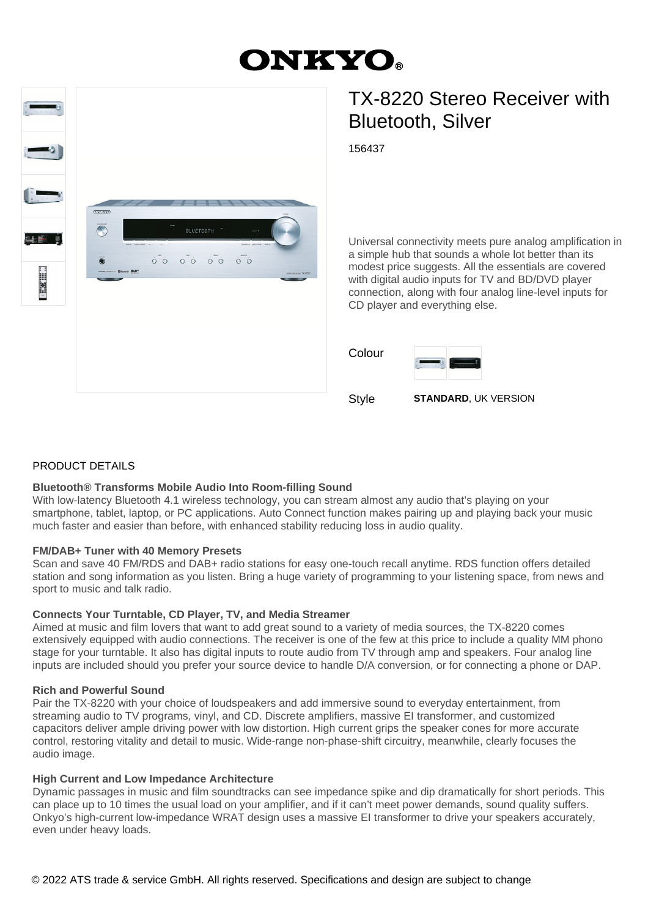# ONKYO

## TX-8220 Stereo Receiver with Bluetooth, Silver

156437

Universal connectivity meets pure analog amplification in a simple hub that sounds a whole lot better than its modest price suggests. All the essentials are covered with digital audio inputs for TV and BD/DVD player connection, along with four analog line-level inputs for CD player and everything else.

Colour

Style **STANDARD**, UK VERSION

## PRODUCT DETAILS

**Bluetooth® Transforms Mobile Audio Into Room-filling Sound**
With low-latency Bluetooth 4.1 wireless technology, you can stream almost any audio that's playing on your smartphone, tablet, laptop, or PC applications. Auto Connect function makes pairing up and playing back your music much faster and easier than before, with enhanced stability reducing loss in audio quality.

**FM/DAB+ Tuner with 40 Memory Presets**
Scan and save 40 FM/RDS and DAB+ radio stations for easy one-touch recall anytime. RDS function offers detailed station and song information as you listen. Bring a huge variety of programming to your listening space, from news and sport to music and talk radio.

**Connects Your Turntable, CD Player, TV, and Media Streamer**
Aimed at music and film lovers that want to add great sound to a variety of media sources, the TX-8220 comes extensively equipped with audio connections. The receiver is one of the few at this price to include a quality MM phono stage for your turntable. It also has digital inputs to route audio from TV through amp and speakers. Four analog line inputs are included should you prefer your source device to handle D/A conversion, or for connecting a phone or DAP.

**Rich and Powerful Sound**
Pair the TX-8220 with your choice of loudspeakers and add immersive sound to everyday entertainment, from streaming audio to TV programs, vinyl, and CD. Discrete amplifiers, massive EI transformer, and customized capacitors deliver ample driving power with low distortion. High current grips the speaker cones for more accurate control, restoring vitality and detail to music. Wide-range non-phase-shift circuitry, meanwhile, clearly focuses the audio image.

**High Current and Low Impedance Architecture**
Dynamic passages in music and film soundtracks can see impedance spike and dip dramatically for short periods. This can place up to 10 times the usual load on your amplifier, and if it can't meet power demands, sound quality suffers. Onkyo's high-current low-impedance WRAT design uses a massive EI transformer to drive your speakers accurately, even under heavy loads.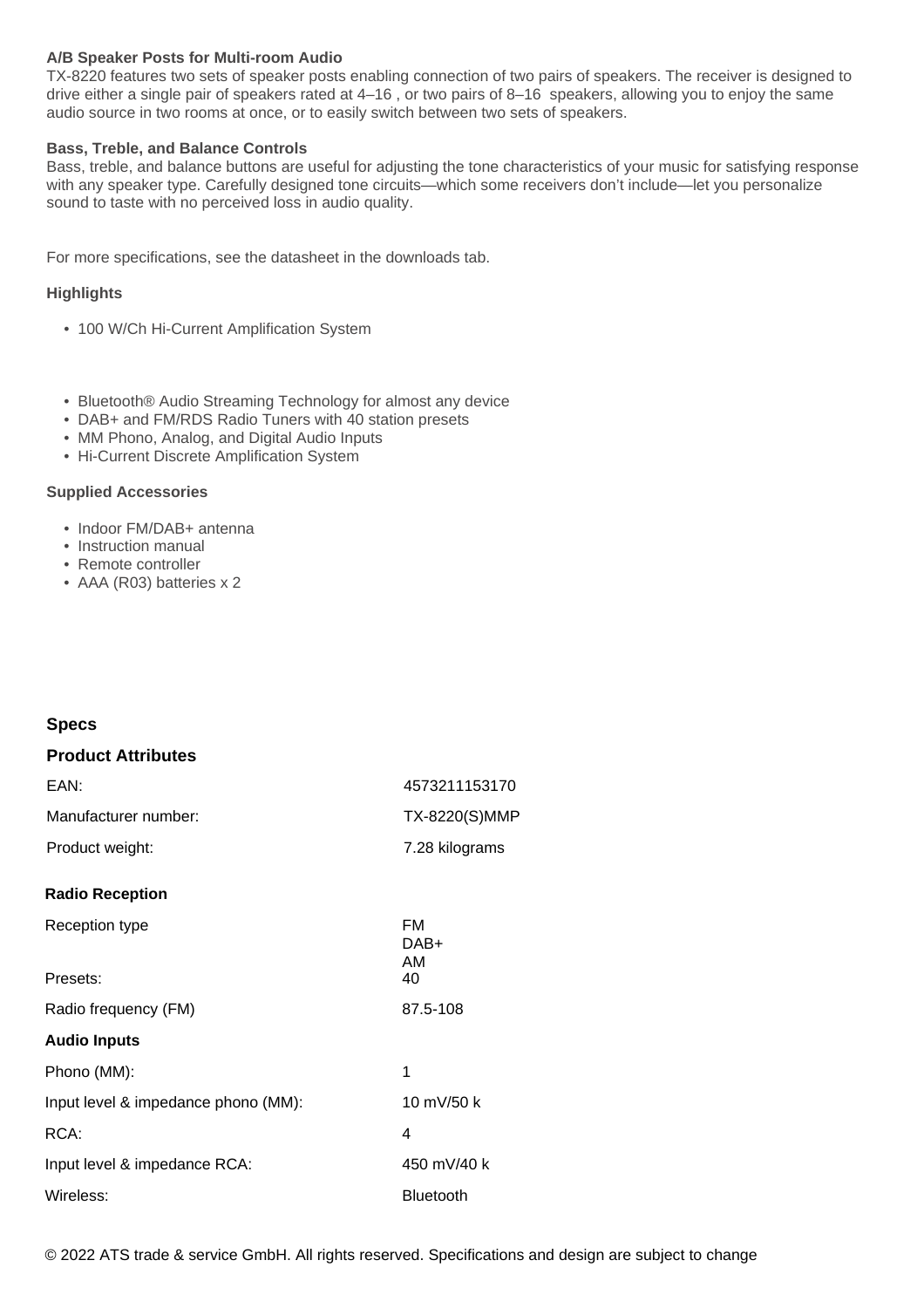**A/B Speaker Posts for Multi-room Audio**

TX-8220 features two sets of speaker posts enabling connection of two pairs of speakers. The receiver is designed to drive either a single pair of speakers rated at 4–16 , or two pairs of 8–16  speakers, allowing you to enjoy the same audio source in two rooms at once, or to easily switch between two sets of speakers.

**Bass, Treble, and Balance Controls**

Bass, treble, and balance buttons are useful for adjusting the tone characteristics of your music for satisfying response with any speaker type. Carefully designed tone circuits—which some receivers don't include—let you personalize sound to taste with no perceived loss in audio quality.

For more specifications, see the datasheet in the downloads tab.

**Highlights**

- 100 W/Ch Hi-Current Amplification System

- Bluetooth® Audio Streaming Technology for almost any device
- DAB+ and FM/RDS Radio Tuners with 40 station presets
- MM Phono, Analog, and Digital Audio Inputs
- Hi-Current Discrete Amplification System

**Supplied Accessories**

- Indoor FM/DAB+ antenna
- Instruction manual
- Remote controller
- AAA (R03) batteries x 2

## Specs

### Product Attributes

| | |
|---|---|
| EAN: | 4573211153170 |
| Manufacturer number: | TX-8220(S)MMP |
| Product weight: | 7.28 kilograms |

**Radio Reception**

| | |
|---|---|
| Reception type | FM<br>DAB+<br>AM |
| Presets: | 40 |
| Radio frequency (FM) | 87.5-108 |

**Audio Inputs**

| | |
|---|---|
| Phono (MM): | 1 |
| Input level & impedance phono (MM): | 10 mV/50 k |
| RCA: | 4 |
| Input level & impedance RCA: | 450 mV/40 k |
| Wireless: | Bluetooth |

© 2022 ATS trade & service GmbH. All rights reserved. Specifications and design are subject to change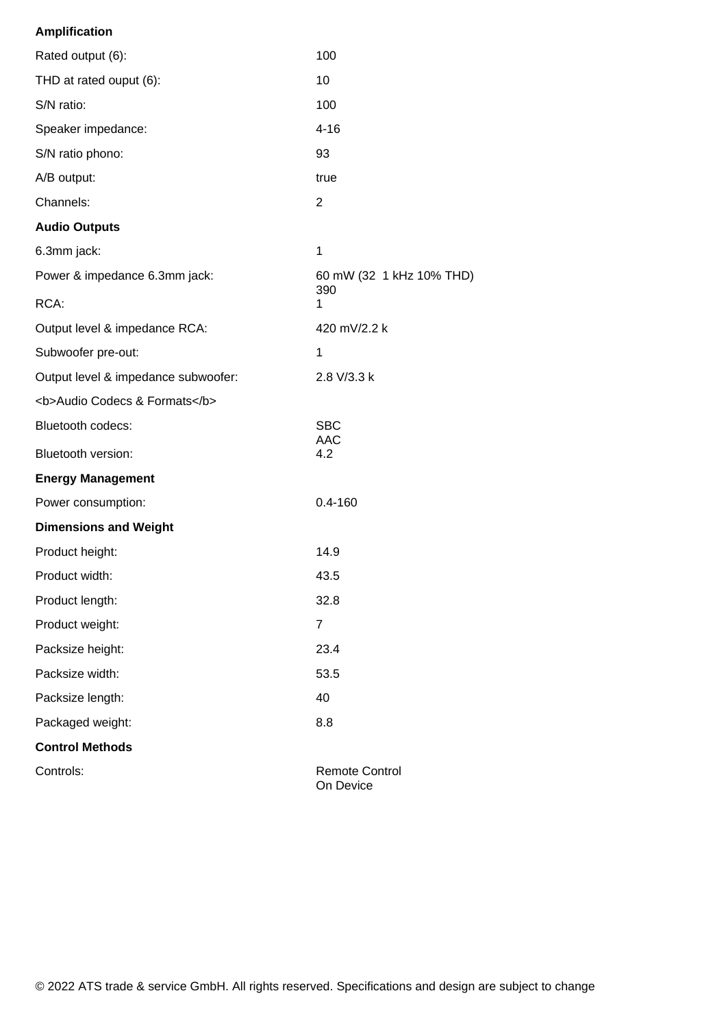**Amplification**

| | |
|---|---|
| Rated output (6): | 100 |
| THD at rated ouput (6): | 10 |
| S/N ratio: | 100 |
| Speaker impedance: | 4-16 |
| S/N ratio phono: | 93 |
| A/B output: | true |
| Channels: | 2 |

**Audio Outputs**

| | |
|---|---|
| 6.3mm jack: | 1 |
| Power & impedance 6.3mm jack: | 60 mW (32  1 kHz 10% THD) 390 |
| RCA: | 1 |
| Output level & impedance RCA: | 420 mV/2.2 k |
| Subwoofer pre-out: | 1 |
| Output level & impedance subwoofer: | 2.8 V/3.3 k |

<b>Audio Codecs & Formats</b>

| | |
|---|---|
| Bluetooth codecs: | SBC AAC |
| Bluetooth version: | 4.2 |

**Energy Management**

| | |
|---|---|
| Power consumption: | 0.4-160 |

**Dimensions and Weight**

| | |
|---|---|
| Product height: | 14.9 |
| Product width: | 43.5 |
| Product length: | 32.8 |
| Product weight: | 7 |
| Packsize height: | 23.4 |
| Packsize width: | 53.5 |
| Packsize length: | 40 |
| Packaged weight: | 8.8 |

**Control Methods**

| | |
|---|---|
| Controls: | Remote Control On Device |

© 2022 ATS trade & service GmbH. All rights reserved. Specifications and design are subject to change